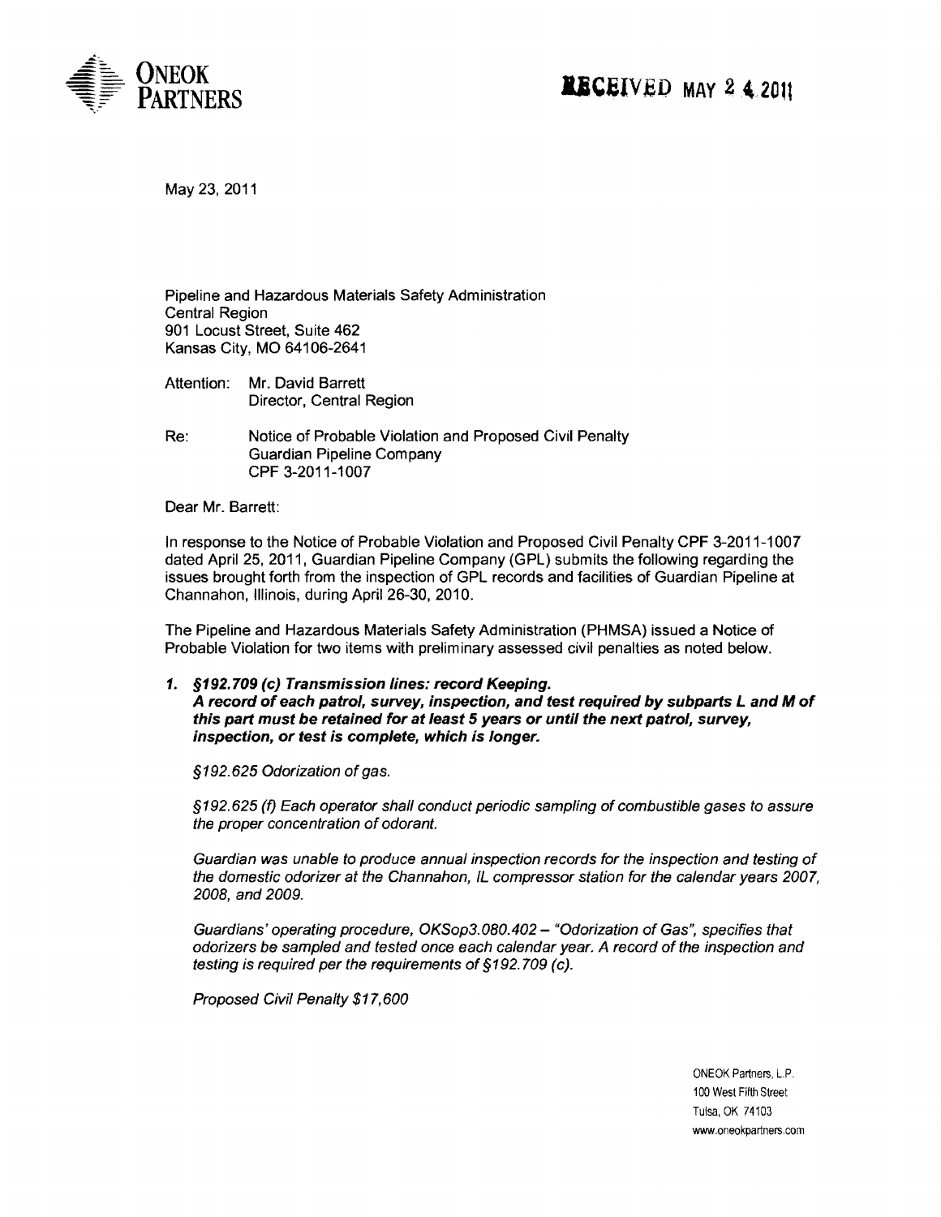ONEOK PARTNERS

RECEIVED MAY 24 2011

May 23, 2011

Pipeline and Hazardous Materials Safety Administration
Central Region
901 Locust Street, Suite 462
Kansas City, MO 64106-2641

Attention: Mr. David Barrett
Director, Central Region

Re: Notice of Probable Violation and Proposed Civil Penalty
Guardian Pipeline Company
CPF 3-2011-1007

Dear Mr. Barrett:

In response to the Notice of Probable Violation and Proposed Civil Penalty CPF 3-2011-1007 dated April 25, 2011, Guardian Pipeline Company (GPL) submits the following regarding the issues brought forth from the inspection of GPL records and facilities of Guardian Pipeline at Channahon, Illinois, during April 26-30, 2010.

The Pipeline and Hazardous Materials Safety Administration (PHMSA) issued a Notice of Probable Violation for two items with preliminary assessed civil penalties as noted below.

1. ***§192.709 (c) Transmission lines: record Keeping.***
***A record of each patrol, survey, inspection, and test required by subparts L and M of this part must be retained for at least 5 years or until the next patrol, survey, inspection, or test is complete, which is longer.***

*§192.625 Odorization of gas.*

*§192.625 (f) Each operator shall conduct periodic sampling of combustible gases to assure the proper concentration of odorant.*

*Guardian was unable to produce annual inspection records for the inspection and testing of the domestic odorizer at the Channahon, IL compressor station for the calendar years 2007, 2008, and 2009.*

*Guardians' operating procedure, OKSop3.080.402 – "Odorization of Gas", specifies that odorizers be sampled and tested once each calendar year. A record of the inspection and testing is required per the requirements of §192.709 (c).*

*Proposed Civil Penalty $17,600*

ONEOK Partners, L.P.
100 West Fifth Street
Tulsa, OK 74103
www.oneokpartners.com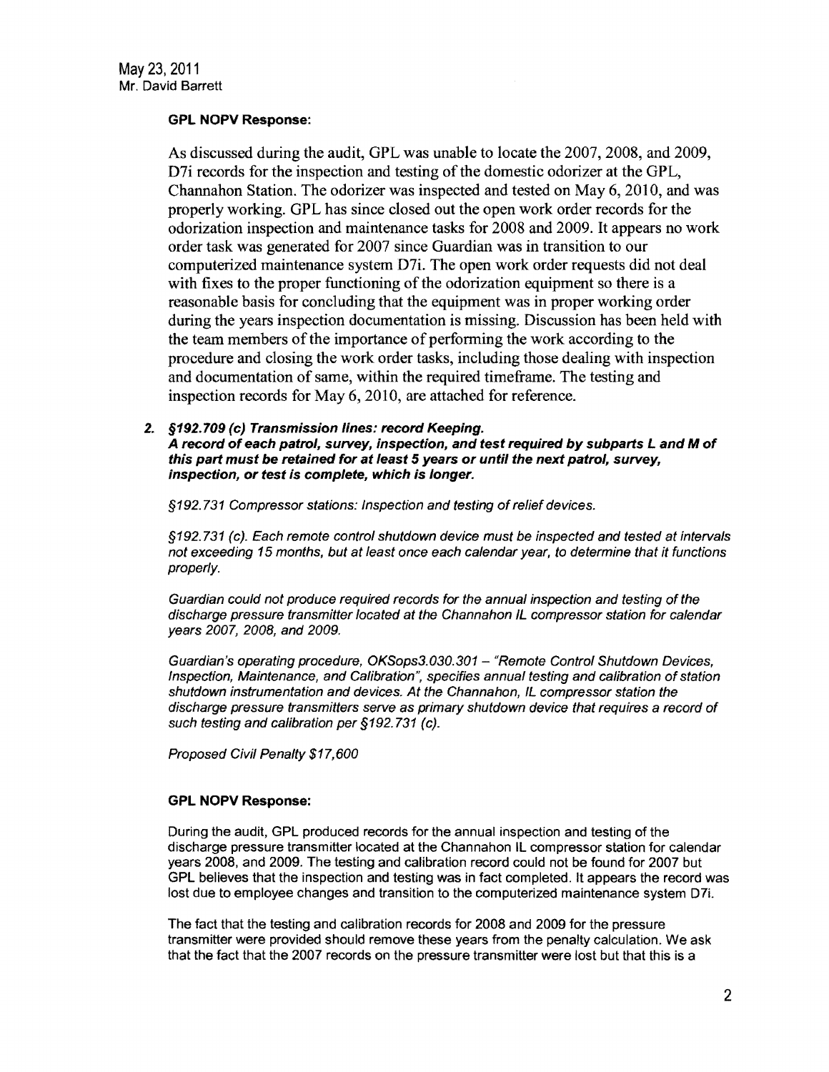May 23, 2011
Mr. David Barrett

**GPL NOPV Response:**

As discussed during the audit, GPL was unable to locate the 2007, 2008, and 2009, D7i records for the inspection and testing of the domestic odorizer at the GPL, Channahon Station. The odorizer was inspected and tested on May 6, 2010, and was properly working. GPL has since closed out the open work order records for the odorization inspection and maintenance tasks for 2008 and 2009. It appears no work order task was generated for 2007 since Guardian was in transition to our computerized maintenance system D7i. The open work order requests did not deal with fixes to the proper functioning of the odorization equipment so there is a reasonable basis for concluding that the equipment was in proper working order during the years inspection documentation is missing. Discussion has been held with the team members of the importance of performing the work according to the procedure and closing the work order tasks, including those dealing with inspection and documentation of same, within the required timeframe. The testing and inspection records for May 6, 2010, are attached for reference.

2. ***§192.709 (c) Transmission lines: record Keeping.***
***A record of each patrol, survey, inspection, and test required by subparts L and M of this part must be retained for at least 5 years or until the next patrol, survey, inspection, or test is complete, which is longer.***

*§192.731 Compressor stations: Inspection and testing of relief devices.*

*§192.731 (c). Each remote control shutdown device must be inspected and tested at intervals not exceeding 15 months, but at least once each calendar year, to determine that it functions properly.*

*Guardian could not produce required records for the annual inspection and testing of the discharge pressure transmitter located at the Channahon IL compressor station for calendar years 2007, 2008, and 2009.*

*Guardian's operating procedure, OKSops3.030.301 – "Remote Control Shutdown Devices, Inspection, Maintenance, and Calibration", specifies annual testing and calibration of station shutdown instrumentation and devices. At the Channahon, IL compressor station the discharge pressure transmitters serve as primary shutdown device that requires a record of such testing and calibration per §192.731 (c).*

*Proposed Civil Penalty $17,600*

**GPL NOPV Response:**

During the audit, GPL produced records for the annual inspection and testing of the discharge pressure transmitter located at the Channahon IL compressor station for calendar years 2008, and 2009. The testing and calibration record could not be found for 2007 but GPL believes that the inspection and testing was in fact completed. It appears the record was lost due to employee changes and transition to the computerized maintenance system D7i.

The fact that the testing and calibration records for 2008 and 2009 for the pressure transmitter were provided should remove these years from the penalty calculation. We ask that the fact that the 2007 records on the pressure transmitter were lost but that this is a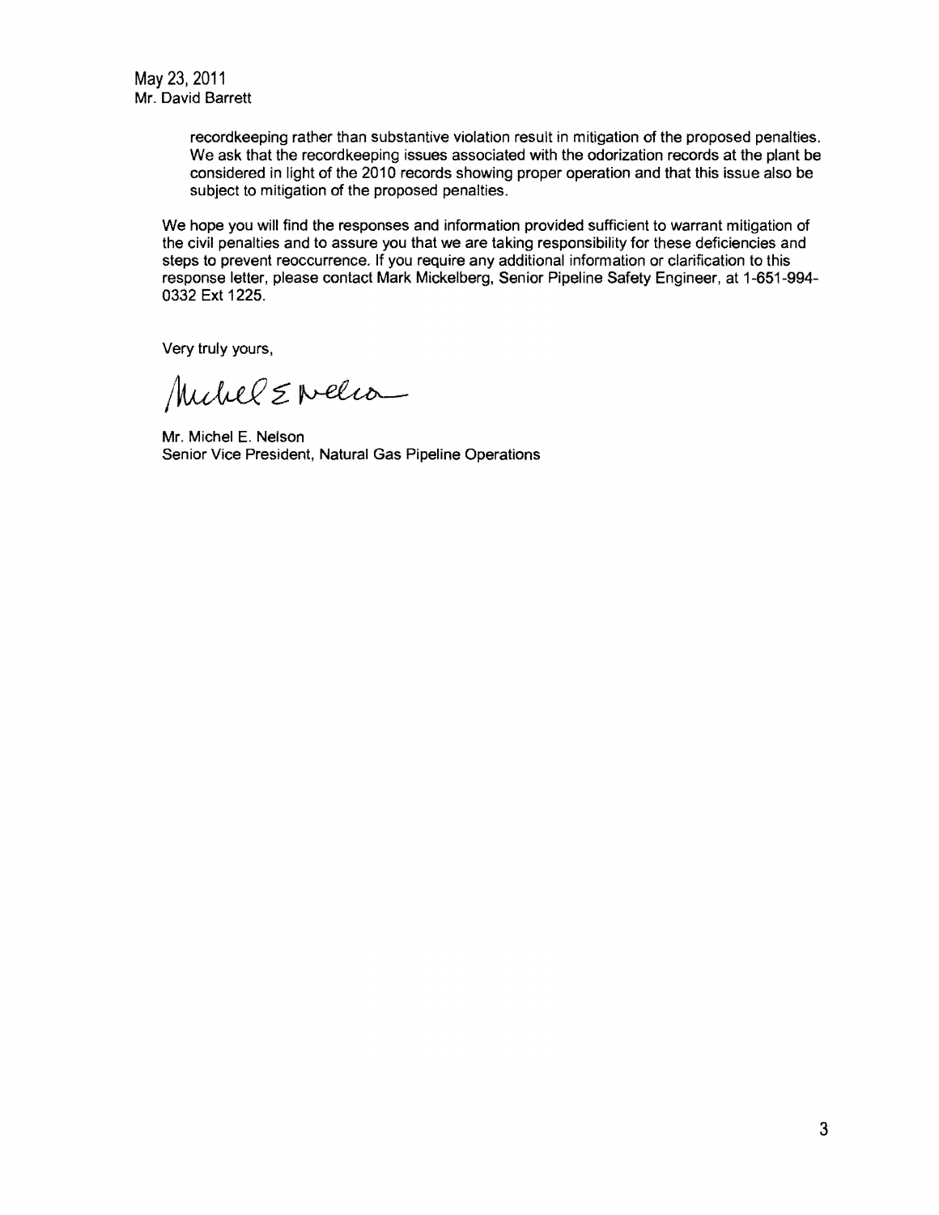recordkeeping rather than substantive violation result in mitigation of the proposed penalties. We ask that the recordkeeping issues associated with the odorization records at the plant be considered in light of the 2010 records showing proper operation and that this issue also be subject to mitigation of the proposed penalties.

We hope you will find the responses and information provided sufficient to warrant mitigation of the civil penalties and to assure you that we are taking responsibility for these deficiencies and steps to prevent reoccurrence. If you require any additional information or clarification to this response letter, please contact Mark Mickelberg, Senior Pipeline Safety Engineer, at 1-651-994-0332 Ext 1225.

Very truly yours,

Michel E Nelson

Mr. Michel E. Nelson
Senior Vice President, Natural Gas Pipeline Operations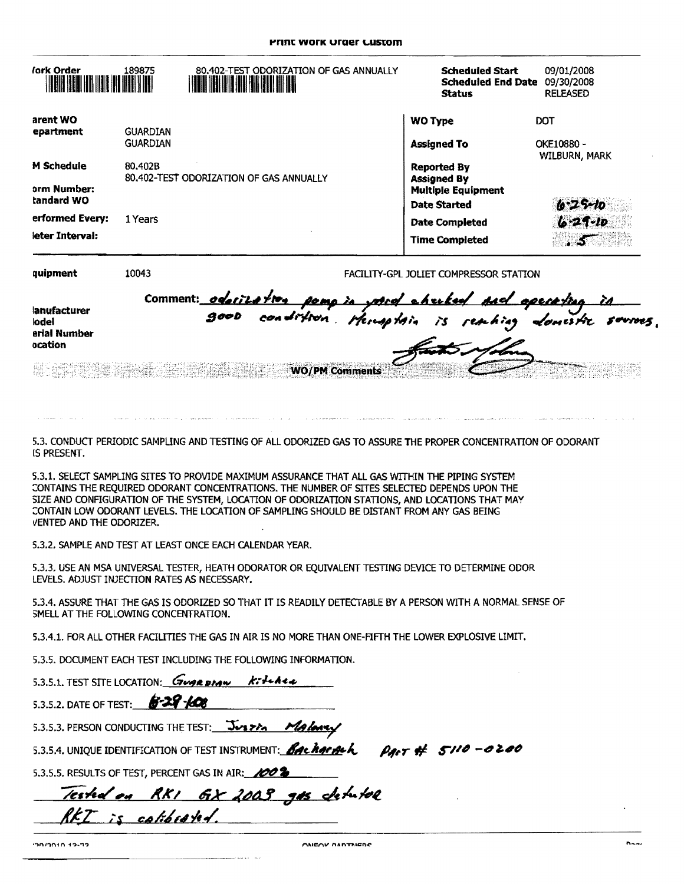## Print Work Order Custom

| Work Order | 189875 | 80.402-TEST ODORIZATION OF GAS ANNUALLY | Scheduled Start | 09/01/2008 |
|---|---|---|---|---|
| | | | Scheduled End Date | 09/30/2008 |
| | | | Status | RELEASED |

| | | | |
|---|---|---|---|
| Parent WO | | WO Type | DOT |
| Department | GUARDIAN<br>GUARDIAN | Assigned To | OKE10880 - WILBURN, MARK |
| PM Schedule | 80.402B<br>80.402-TEST ODORIZATION OF GAS ANNUALLY | Reported By | |
| Form Number: | | Assigned By | |
| Standard WO | | Multiple Equipment | |
| | | Date Started | 6-29-10 |
| Performed Every: | 1 Years | Date Completed | 6-29-10 |
| Meter Interval: | | Time Completed | .5 |

| | | |
|---|---|---|
| Equipment | 10043 | FACILITY-GPL JOLIET COMPRESSOR STATION |
| Manufacturer | | |
| Model | | |
| Serial Number | | |
| Location | | |

Comment: odorization pump in yard checked and operating in good condition. Mercaptain is reaching domestic services.

[Signature]

**WO/PM Comments**

5.3. CONDUCT PERIODIC SAMPLING AND TESTING OF ALL ODORIZED GAS TO ASSURE THE PROPER CONCENTRATION OF ODORANT IS PRESENT.

5.3.1. SELECT SAMPLING SITES TO PROVIDE MAXIMUM ASSURANCE THAT ALL GAS WITHIN THE PIPING SYSTEM CONTAINS THE REQUIRED ODORANT CONCENTRATIONS. THE NUMBER OF SITES SELECTED DEPENDS UPON THE SIZE AND CONFIGURATION OF THE SYSTEM, LOCATION OF ODORIZATION STATIONS, AND LOCATIONS THAT MAY CONTAIN LOW ODORANT LEVELS. THE LOCATION OF SAMPLING SHOULD BE DISTANT FROM ANY GAS BEING VENTED AND THE ODORIZER.

5.3.2. SAMPLE AND TEST AT LEAST ONCE EACH CALENDAR YEAR.

5.3.3. USE AN MSA UNIVERSAL TESTER, HEATH ODORATOR OR EQUIVALENT TESTING DEVICE TO DETERMINE ODOR LEVELS. ADJUST INJECTION RATES AS NECESSARY.

5.3.4. ASSURE THAT THE GAS IS ODORIZED SO THAT IT IS READILY DETECTABLE BY A PERSON WITH A NORMAL SENSE OF SMELL AT THE FOLLOWING CONCENTRATION.

5.3.4.1. FOR ALL OTHER FACILITIES THE GAS IN AIR IS NO MORE THAN ONE-FIFTH THE LOWER EXPLOSIVE LIMIT.

5.3.5. DOCUMENT EACH TEST INCLUDING THE FOLLOWING INFORMATION.

5.3.5.1. TEST SITE LOCATION: Guardian kitchen

5.3.5.2. DATE OF TEST: 6-29-10

5.3.5.3. PERSON CONDUCTING THE TEST: Justin Maloney

5.3.5.4. UNIQUE IDENTIFICATION OF TEST INSTRUMENT: Bacharach Part # 5110-0200

5.3.5.5. RESULTS OF TEST, PERCENT GAS IN AIR: 100%

Tested on RKI GX 2003 gas detector
RKI is calibrated.

ONEOK PARTNERS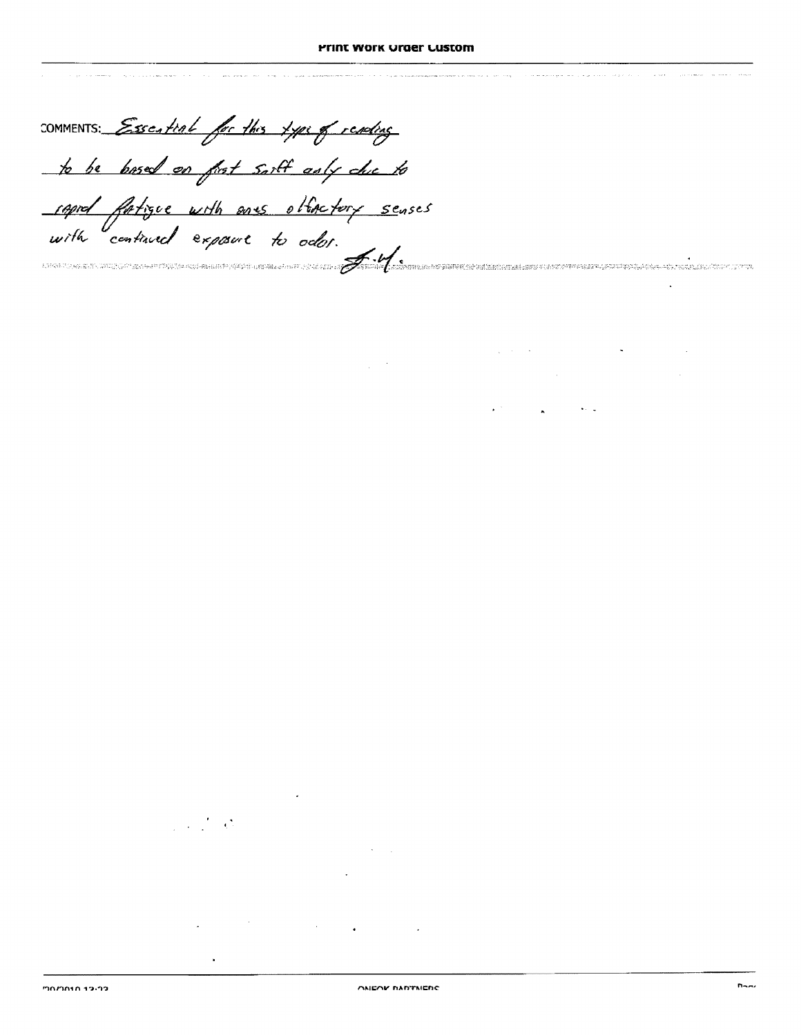COMMENTS: Essential for this type of reading to be based on first sniff only due to rapid fatigue with ones olfactory senses with continued exposure to odor. J.W.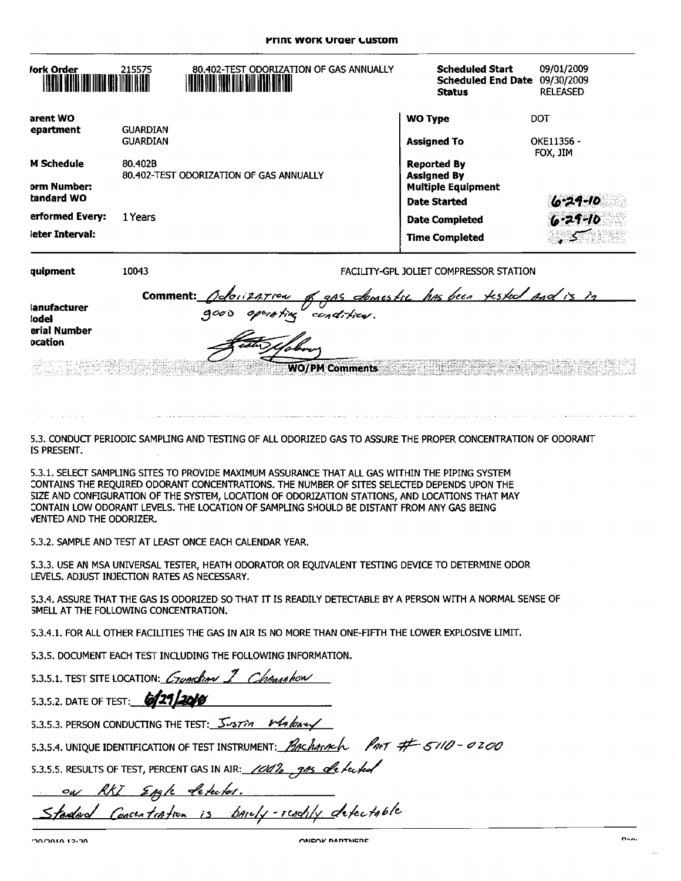**Print Work Order Custom**

| | | | | |
|---|---|---|---|---|
| **Work Order** | 215575 | 80.402-TEST ODORIZATION OF GAS ANNUALLY | **Scheduled Start** | 09/01/2009 |
| | | | **Scheduled End Date** | 09/30/2009 |
| | | | **Status** | RELEASED |
| **Parent WO** | | | **WO Type** | DOT |
| **Department** | GUARDIAN | | | |
| | GUARDIAN | | **Assigned To** | OKE11356 - FOX, JIM |
| **PM Schedule** | 80.402B | | **Reported By** | |
| | 80.402-TEST ODORIZATION OF GAS ANNUALLY | | **Assigned By** | |
| **Form Number:** | | | **Multiple Equipment** | |
| **Standard WO** | | | **Date Started** | 6-29-10 |
| **Performed Every:** | 1 Years | | **Date Completed** | 6-29-10 |
| **Meter Interval:** | | | **Time Completed** | .5 |

**Equipment** 10043 FACILITY-GPL JOLIET COMPRESSOR STATION

**Manufacturer**
**Model**
**Serial Number**
**Location**

**Comment:** Odorization of gas domestic has been tested and is in good operating condition.

[Signature]

**WO/PM Comments**

5.3. CONDUCT PERIODIC SAMPLING AND TESTING OF ALL ODORIZED GAS TO ASSURE THE PROPER CONCENTRATION OF ODORANT IS PRESENT.

5.3.1. SELECT SAMPLING SITES TO PROVIDE MAXIMUM ASSURANCE THAT ALL GAS WITHIN THE PIPING SYSTEM CONTAINS THE REQUIRED ODORANT CONCENTRATIONS. THE NUMBER OF SITES SELECTED DEPENDS UPON THE SIZE AND CONFIGURATION OF THE SYSTEM, LOCATION OF ODORIZATION STATIONS, AND LOCATIONS THAT MAY CONTAIN LOW ODORANT LEVELS. THE LOCATION OF SAMPLING SHOULD BE DISTANT FROM ANY GAS BEING VENTED AND THE ODORIZER.

5.3.2. SAMPLE AND TEST AT LEAST ONCE EACH CALENDAR YEAR.

5.3.3. USE AN MSA UNIVERSAL TESTER, HEATH ODORATOR OR EQUIVALENT TESTING DEVICE TO DETERMINE ODOR LEVELS. ADJUST INJECTION RATES AS NECESSARY.

5.3.4. ASSURE THAT THE GAS IS ODORIZED SO THAT IT IS READILY DETECTABLE BY A PERSON WITH A NORMAL SENSE OF SMELL AT THE FOLLOWING CONCENTRATION.

5.3.4.1. FOR ALL OTHER FACILITIES THE GAS IN AIR IS NO MORE THAN ONE-FIFTH THE LOWER EXPLOSIVE LIMIT.

5.3.5. DOCUMENT EACH TEST INCLUDING THE FOLLOWING INFORMATION.

5.3.5.1. TEST SITE LOCATION: Guardian I Channahon

5.3.5.2. DATE OF TEST: 6/29/2010

5.3.5.3. PERSON CONDUCTING THE TEST: Justin Maloney

5.3.5.4. UNIQUE IDENTIFICATION OF TEST INSTRUMENT: Bacharach Part # 5110-0200

5.3.5.5. RESULTS OF TEST, PERCENT GAS IN AIR: 100% gas detected on RKI Eagle detector.
Standard Concentration is barely - readily detectable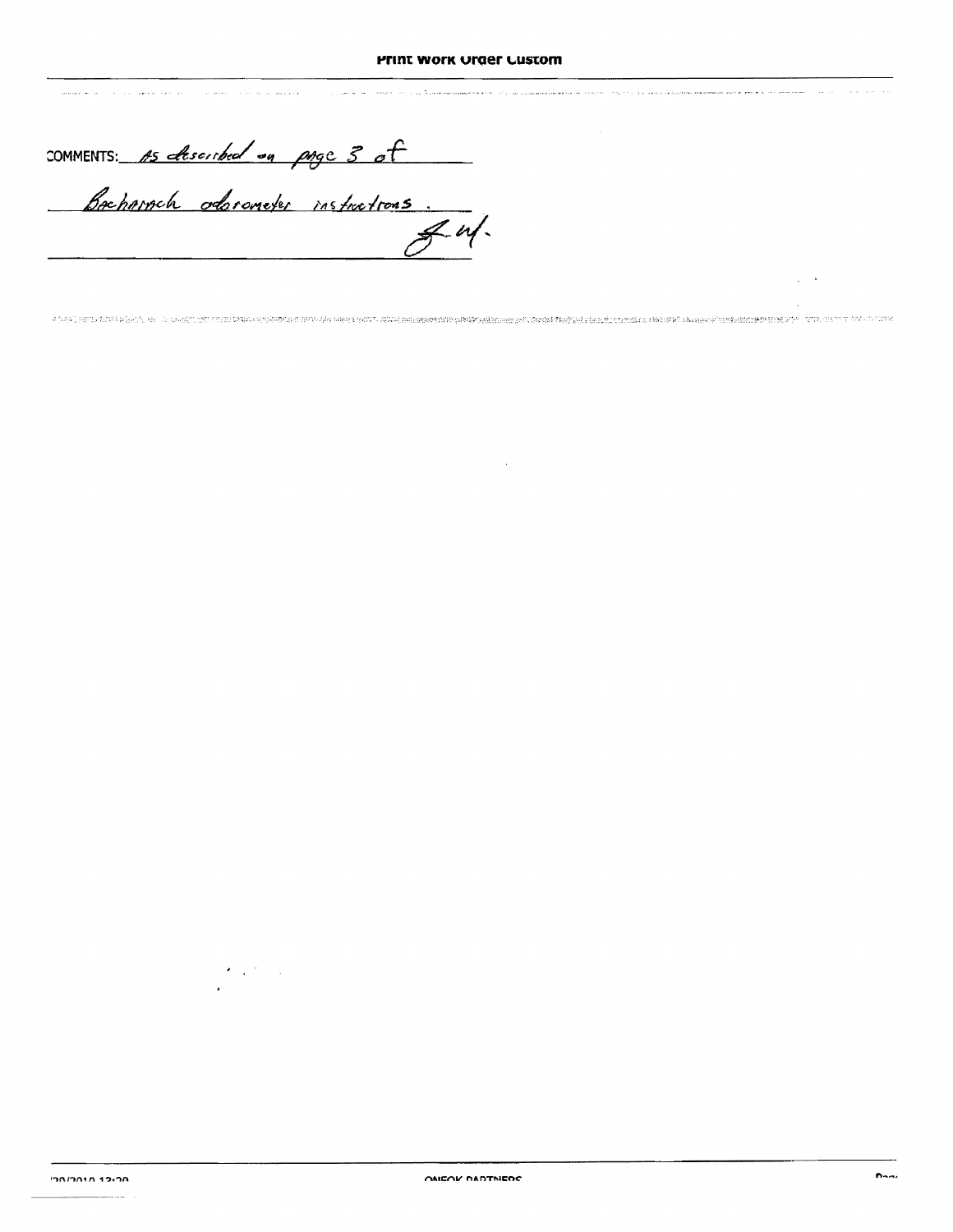COMMENTS: As described on page 3 of Bacharach odorometer instructions.

J.W.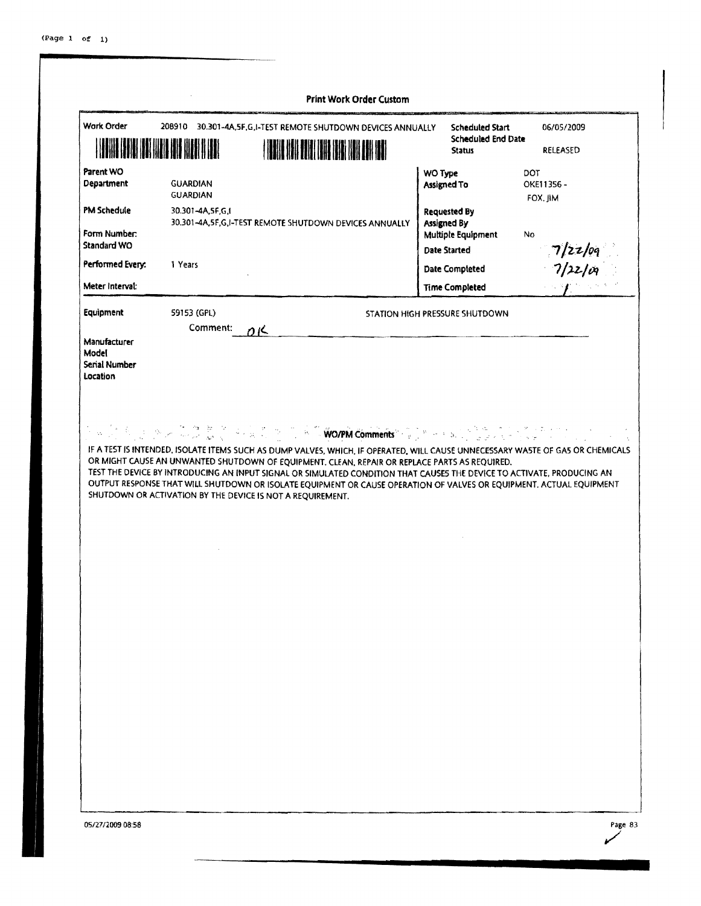# Print Work Order Custom

| | | | |
|---|---|---|---|
| **Work Order** | 208910 30.301-4A,5F,G,I-TEST REMOTE SHUTDOWN DEVICES ANNUALLY | **Scheduled Start** | 06/05/2009 |
| | | **Scheduled End Date** | |
| | | **Status** | RELEASED |
| **Parent WO** | | **WO Type** | DOT |
| **Department** | GUARDIAN<br>GUARDIAN | **Assigned To** | OKE11356 -<br>FOX, JIM |
| **PM Schedule** | 30.301-4A,5F,G,I<br>30.301-4A,5F,G,I-TEST REMOTE SHUTDOWN DEVICES ANNUALLY | **Requested By** | |
| | | **Assigned By** | |
| **Form Number:** | | **Multiple Equipment** | No |
| **Standard WO** | | **Date Started** | 7/22/09 |
| **Performed Every:** | 1 Years | **Date Completed** | 7/22/09 |
| **Meter Interval:** | | **Time Completed** | |

**Equipment** 59153 (GPL) STATION HIGH PRESSURE SHUTDOWN

Comment: OK

**Manufacturer**
**Model**
**Serial Number**
**Location**

**WO/PM Comments**

IF A TEST IS INTENDED, ISOLATE ITEMS SUCH AS DUMP VALVES, WHICH, IF OPERATED, WILL CAUSE UNNECESSARY WASTE OF GAS OR CHEMICALS OR MIGHT CAUSE AN UNWANTED SHUTDOWN OF EQUIPMENT. CLEAN, REPAIR OR REPLACE PARTS AS REQUIRED.
TEST THE DEVICE BY INTRODUCING AN INPUT SIGNAL OR SIMULATED CONDITION THAT CAUSES THE DEVICE TO ACTIVATE, PRODUCING AN OUTPUT RESPONSE THAT WILL SHUTDOWN OR ISOLATE EQUIPMENT OR CAUSE OPERATION OF VALVES OR EQUIPMENT. ACTUAL EQUIPMENT SHUTDOWN OR ACTIVATION BY THE DEVICE IS NOT A REQUIREMENT.

05/27/2009 08:58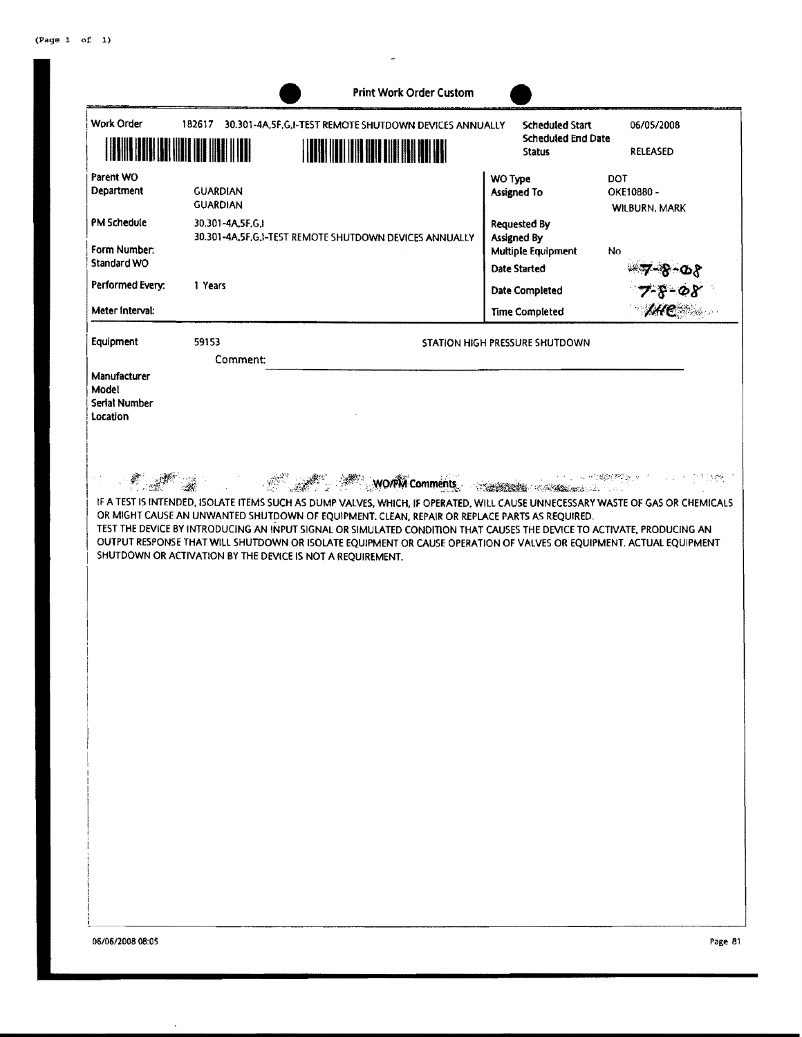# Print Work Order Custom

| | | | |
|---|---|---|---|
| Work Order | 182617 30.301-4A,5F,G,I-TEST REMOTE SHUTDOWN DEVICES ANNUALLY | Scheduled Start | 06/05/2008 |
| | | Scheduled End Date | |
| | | Status | RELEASED |
| Parent WO | | WO Type | DOT |
| Department | GUARDIAN<br>GUARDIAN | Assigned To | OKE10880 - WILBURN, MARK |
| PM Schedule | 30.301-4A,5F,G,I<br>30.301-4A,5F,G,I-TEST REMOTE SHUTDOWN DEVICES ANNUALLY | Requested By | |
| | | Assigned By | |
| Form Number: | | Multiple Equipment | No |
| Standard WO | | Date Started | 7-8-08 |
| Performed Every: | 1 Years | Date Completed | 7-8-08 |
| Meter Interval: | | Time Completed | 1110 |

Equipment: 59153 STATION HIGH PRESSURE SHUTDOWN

Comment:

Manufacturer

Model

Serial Number

Location

## WO/PM Comments

IF A TEST IS INTENDED, ISOLATE ITEMS SUCH AS DUMP VALVES, WHICH, IF OPERATED, WILL CAUSE UNNECESSARY WASTE OF GAS OR CHEMICALS OR MIGHT CAUSE AN UNWANTED SHUTDOWN OF EQUIPMENT. CLEAN, REPAIR OR REPLACE PARTS AS REQUIRED.
TEST THE DEVICE BY INTRODUCING AN INPUT SIGNAL OR SIMULATED CONDITION THAT CAUSES THE DEVICE TO ACTIVATE, PRODUCING AN OUTPUT RESPONSE THAT WILL SHUTDOWN OR ISOLATE EQUIPMENT OR CAUSE OPERATION OF VALVES OR EQUIPMENT. ACTUAL EQUIPMENT SHUTDOWN OR ACTIVATION BY THE DEVICE IS NOT A REQUIREMENT.

06/06/2008 08:05